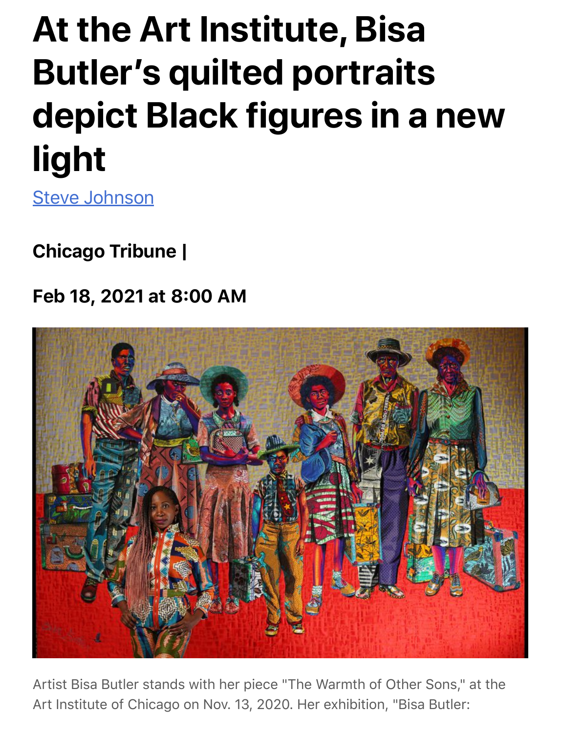# At the Art Institute, Bisa Butler's quilted portraits depict Black figures in a new light

[Steve Johnson]

**Chicago Tribune |**

**Feb 18, 2021 at 8:00 AM**

Artist Bisa Butler stands with her piece "The Warmth of Other Sons," at the Art Institute of Chicago on Nov. 13, 2020. Her exhibition, "Bisa Butler: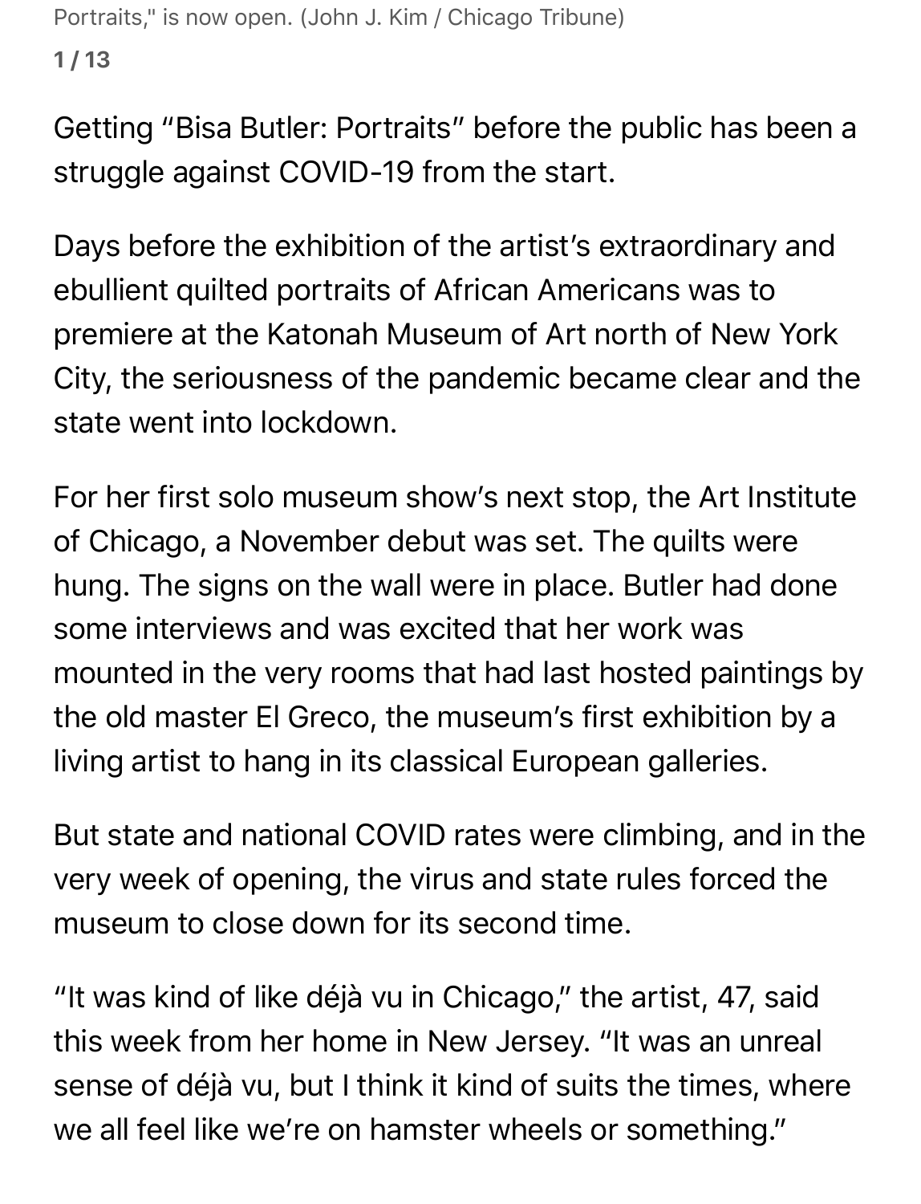Portraits," is now open. (John J. Kim / Chicago Tribune)

Getting "Bisa Butler: Portraits" before the public has been a struggle against COVID-19 from the start.

Days before the exhibition of the artist's extraordinary and ebullient quilted portraits of African Americans was to premiere at the Katonah Museum of Art north of New York City, the seriousness of the pandemic became clear and the state went into lockdown.

For her first solo museum show's next stop, the Art Institute of Chicago, a November debut was set. The quilts were hung. The signs on the wall were in place. Butler had done some interviews and was excited that her work was mounted in the very rooms that had last hosted paintings by the old master El Greco, the museum's first exhibition by a living artist to hang in its classical European galleries.

But state and national COVID rates were climbing, and in the very week of opening, the virus and state rules forced the museum to close down for its second time.

"It was kind of like déjà vu in Chicago," the artist, 47, said this week from her home in New Jersey. "It was an unreal sense of déjà vu, but I think it kind of suits the times, where we all feel like we're on hamster wheels or something."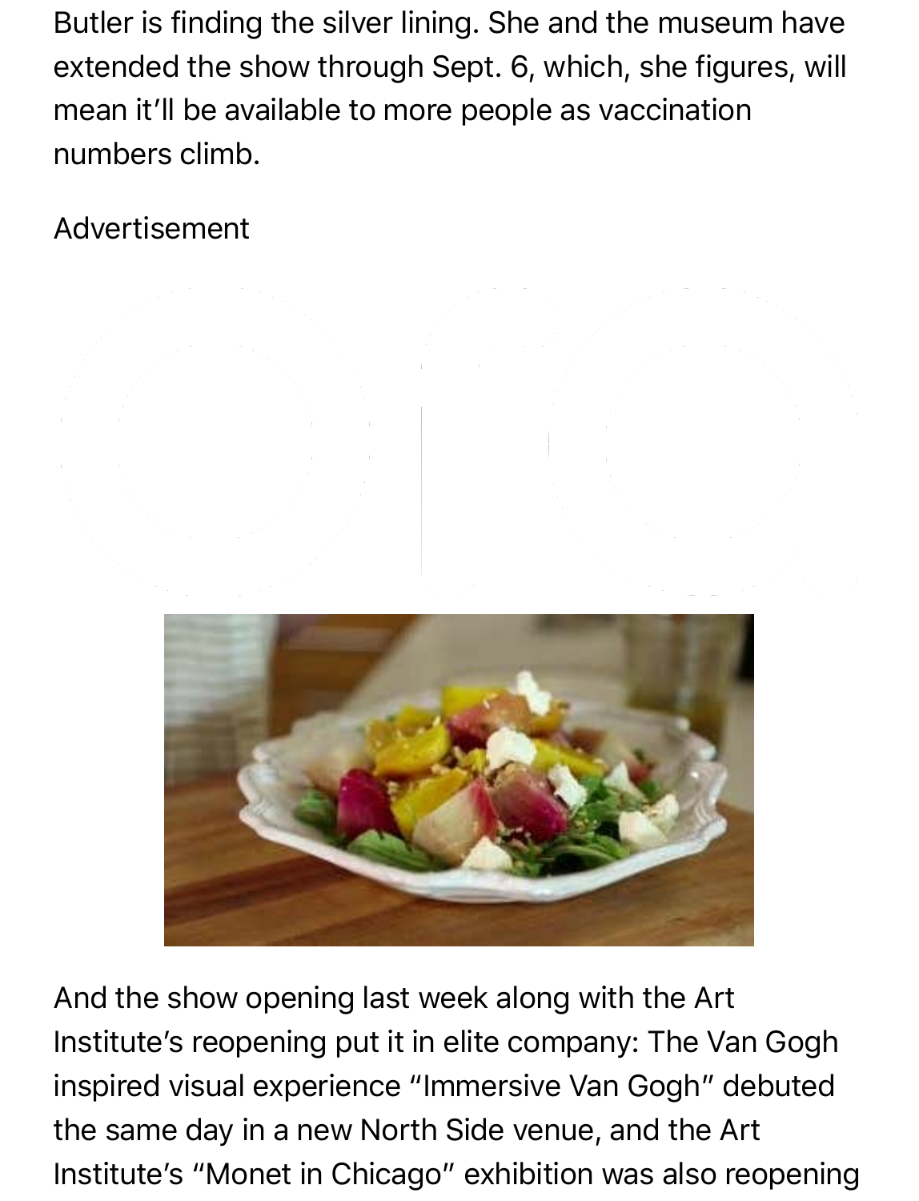Butler is finding the silver lining. She and the museum have extended the show through Sept. 6, which, she figures, will mean it'll be available to more people as vaccination numbers climb.

Advertisement

And the show opening last week along with the Art Institute's reopening put it in elite company: The Van Gogh inspired visual experience "Immersive Van Gogh" debuted the same day in a new North Side venue, and the Art Institute's "Monet in Chicago" exhibition was also reopening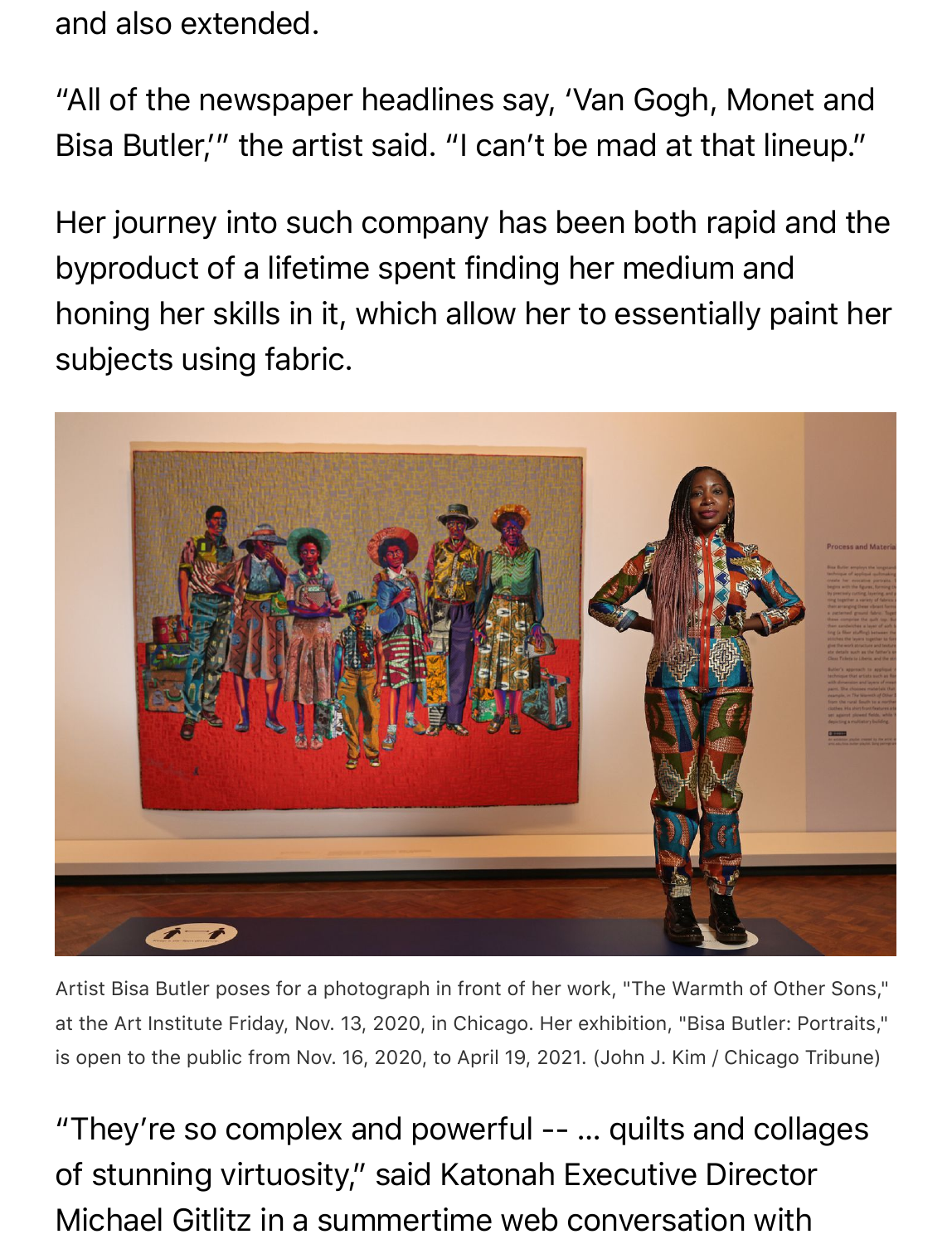and also extended.

"All of the newspaper headlines say, 'Van Gogh, Monet and Bisa Butler,'" the artist said. "I can't be mad at that lineup."

Her journey into such company has been both rapid and the byproduct of a lifetime spent finding her medium and honing her skills in it, which allow her to essentially paint her subjects using fabric.

Artist Bisa Butler poses for a photograph in front of her work, "The Warmth of Other Sons," at the Art Institute Friday, Nov. 13, 2020, in Chicago. Her exhibition, "Bisa Butler: Portraits," is open to the public from Nov. 16, 2020, to April 19, 2021. (John J. Kim / Chicago Tribune)

"They're so complex and powerful -- ... quilts and collages of stunning virtuosity," said Katonah Executive Director Michael Gitlitz in a summertime web conversation with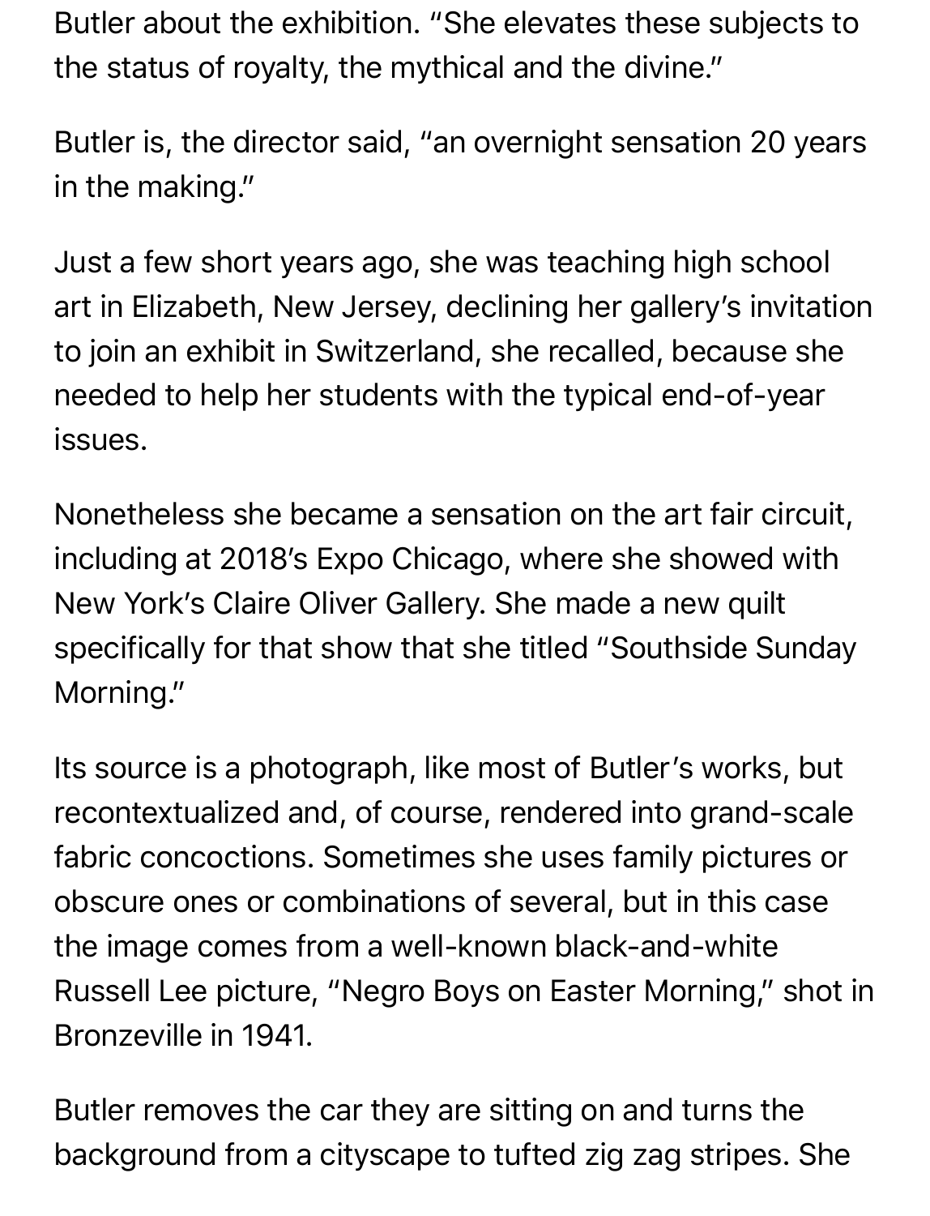Butler about the exhibition. "She elevates these subjects to the status of royalty, the mythical and the divine."

Butler is, the director said, "an overnight sensation 20 years in the making."

Just a few short years ago, she was teaching high school art in Elizabeth, New Jersey, declining her gallery's invitation to join an exhibit in Switzerland, she recalled, because she needed to help her students with the typical end-of-year issues.

Nonetheless she became a sensation on the art fair circuit, including at 2018's Expo Chicago, where she showed with New York's Claire Oliver Gallery. She made a new quilt specifically for that show that she titled "Southside Sunday Morning."

Its source is a photograph, like most of Butler's works, but recontextualized and, of course, rendered into grand-scale fabric concoctions. Sometimes she uses family pictures or obscure ones or combinations of several, but in this case the image comes from a well-known black-and-white Russell Lee picture, "Negro Boys on Easter Morning," shot in Bronzeville in 1941.

Butler removes the car they are sitting on and turns the background from a cityscape to tufted zig zag stripes. She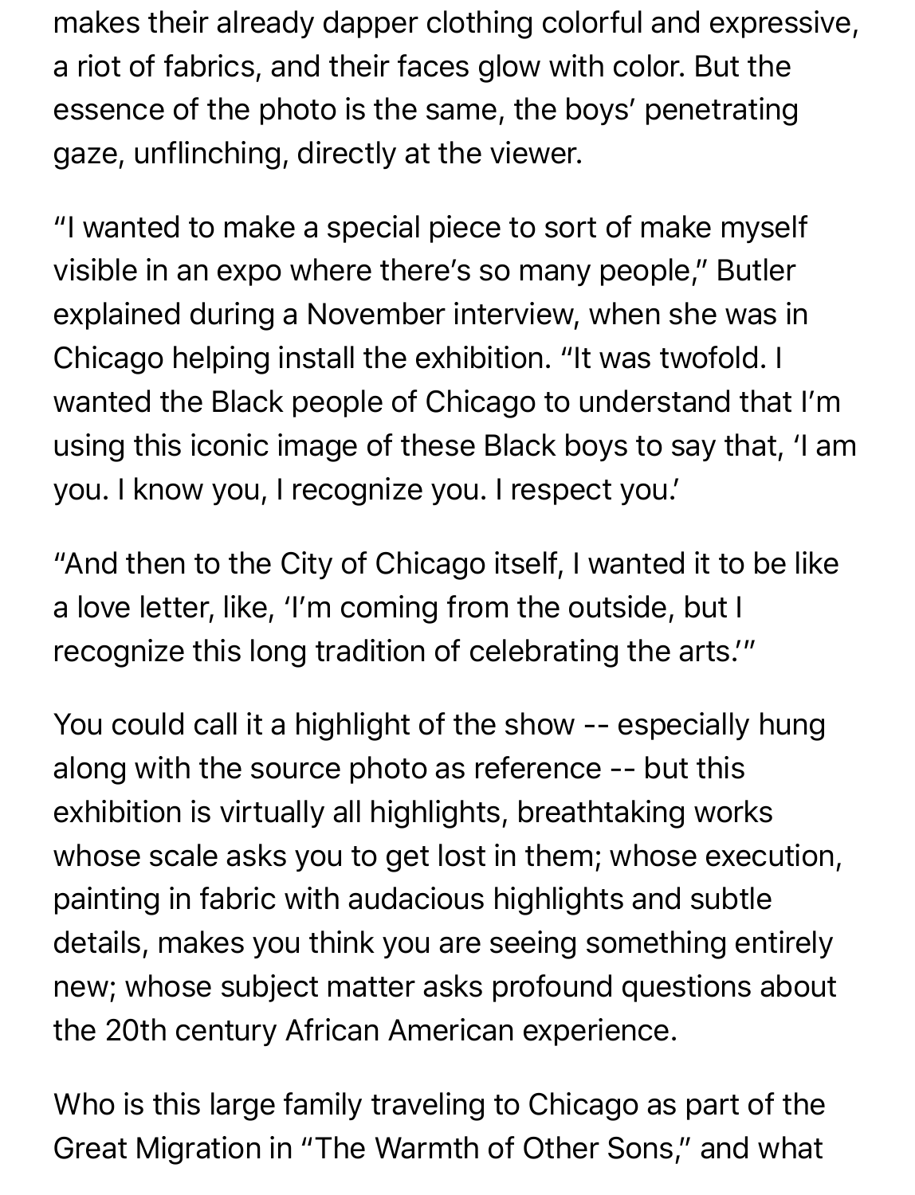makes their already dapper clothing colorful and expressive, a riot of fabrics, and their faces glow with color. But the essence of the photo is the same, the boys' penetrating gaze, unflinching, directly at the viewer.

"I wanted to make a special piece to sort of make myself visible in an expo where there's so many people," Butler explained during a November interview, when she was in Chicago helping install the exhibition. "It was twofold. I wanted the Black people of Chicago to understand that I'm using this iconic image of these Black boys to say that, 'I am you. I know you, I recognize you. I respect you.'

"And then to the City of Chicago itself, I wanted it to be like a love letter, like, 'I'm coming from the outside, but I recognize this long tradition of celebrating the arts.'"

You could call it a highlight of the show -- especially hung along with the source photo as reference -- but this exhibition is virtually all highlights, breathtaking works whose scale asks you to get lost in them; whose execution, painting in fabric with audacious highlights and subtle details, makes you think you are seeing something entirely new; whose subject matter asks profound questions about the 20th century African American experience.

Who is this large family traveling to Chicago as part of the Great Migration in "The Warmth of Other Sons," and what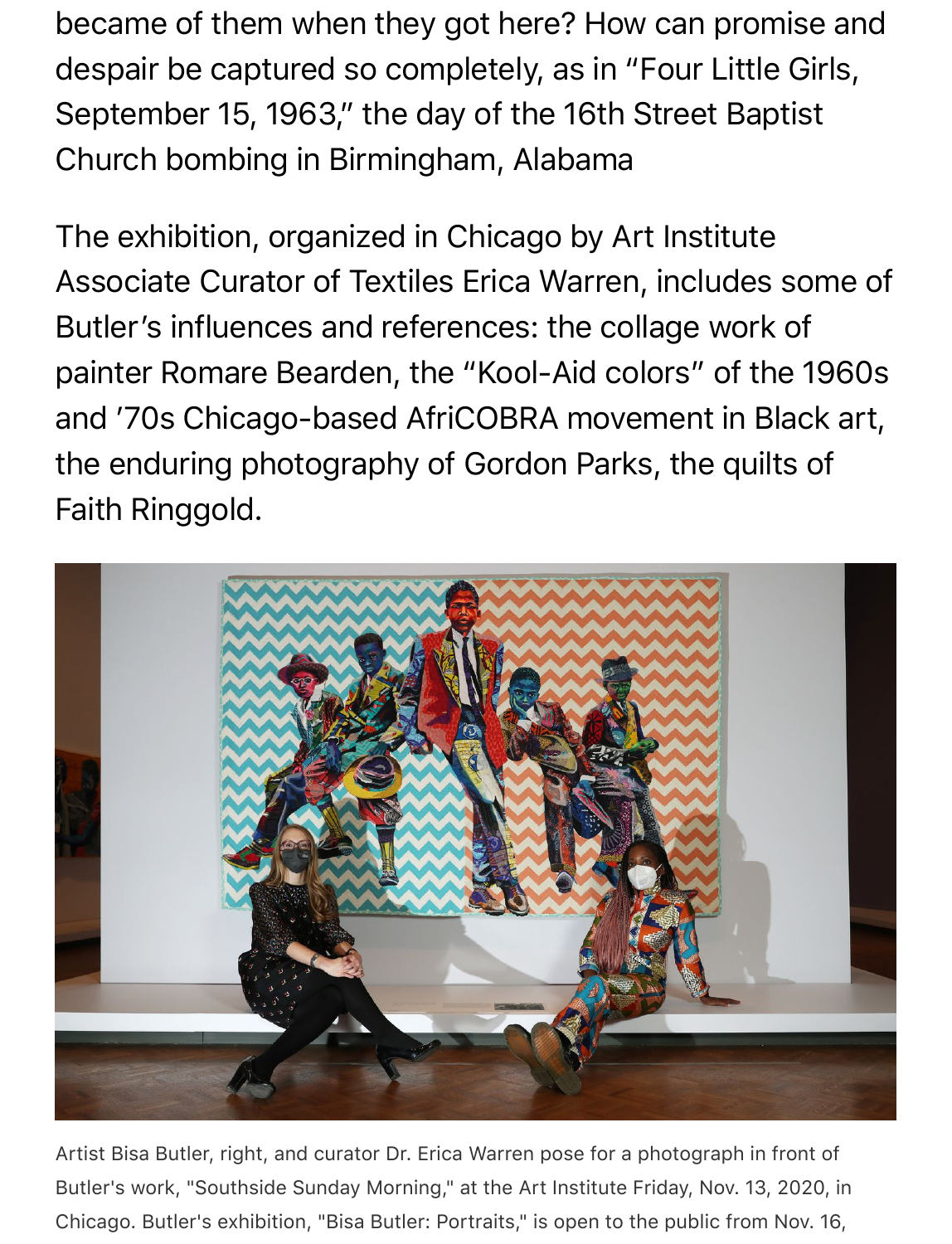became of them when they got here? How can promise and despair be captured so completely, as in "Four Little Girls, September 15, 1963," the day of the 16th Street Baptist Church bombing in Birmingham, Alabama

The exhibition, organized in Chicago by Art Institute Associate Curator of Textiles Erica Warren, includes some of Butler's influences and references: the collage work of painter Romare Bearden, the "Kool-Aid colors" of the 1960s and '70s Chicago-based AfriCOBRA movement in Black art, the enduring photography of Gordon Parks, the quilts of Faith Ringgold.

Artist Bisa Butler, right, and curator Dr. Erica Warren pose for a photograph in front of Butler's work, "Southside Sunday Morning," at the Art Institute Friday, Nov. 13, 2020, in Chicago. Butler's exhibition, "Bisa Butler: Portraits," is open to the public from Nov. 16,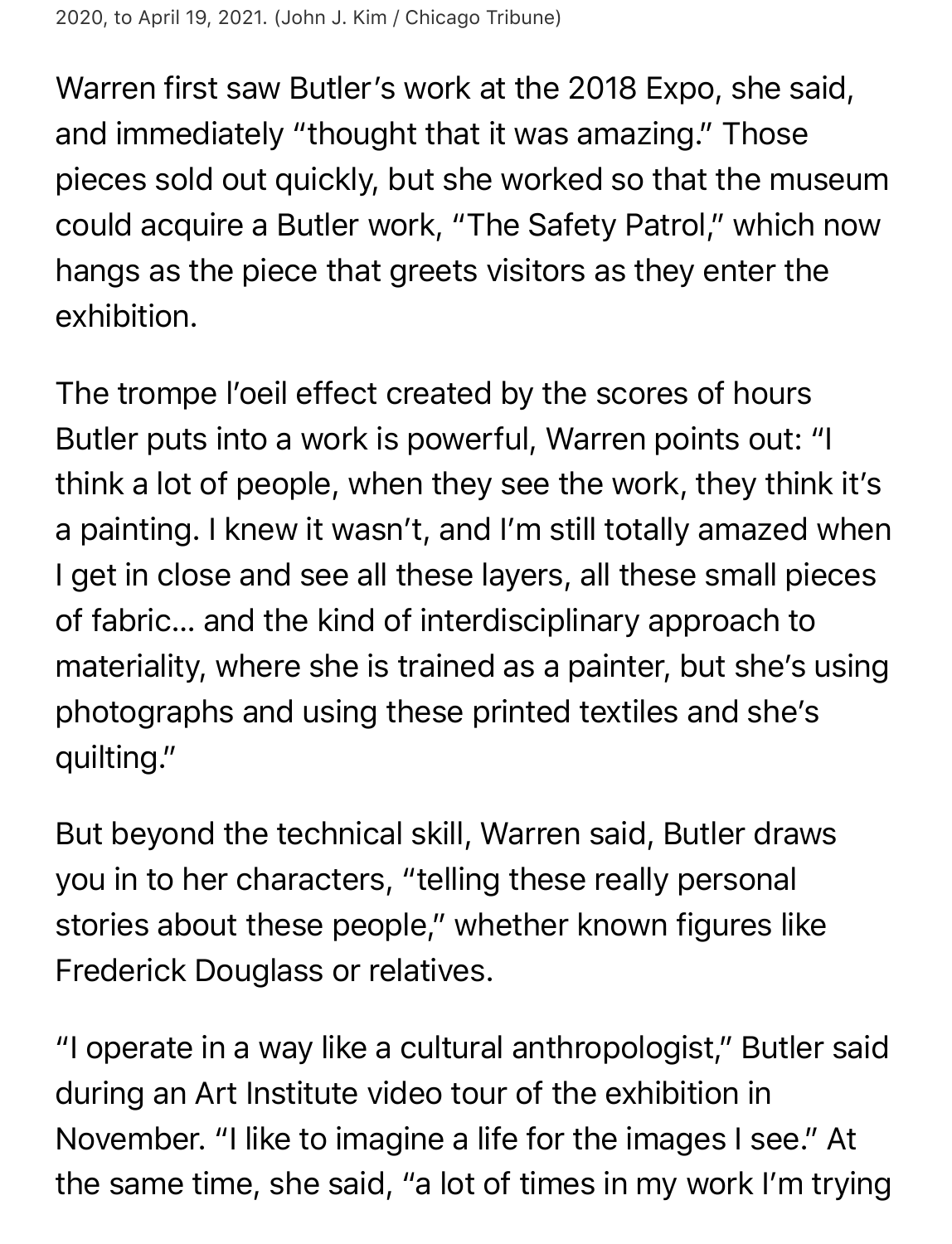2020, to April 19, 2021. (John J. Kim / Chicago Tribune)

Warren first saw Butler's work at the 2018 Expo, she said, and immediately "thought that it was amazing." Those pieces sold out quickly, but she worked so that the museum could acquire a Butler work, "The Safety Patrol," which now hangs as the piece that greets visitors as they enter the exhibition.

The trompe l'oeil effect created by the scores of hours Butler puts into a work is powerful, Warren points out: "I think a lot of people, when they see the work, they think it's a painting. I knew it wasn't, and I'm still totally amazed when I get in close and see all these layers, all these small pieces of fabric... and the kind of interdisciplinary approach to materiality, where she is trained as a painter, but she's using photographs and using these printed textiles and she's quilting."

But beyond the technical skill, Warren said, Butler draws you in to her characters, "telling these really personal stories about these people," whether known figures like Frederick Douglass or relatives.

"I operate in a way like a cultural anthropologist," Butler said during an Art Institute video tour of the exhibition in November. "I like to imagine a life for the images I see." At the same time, she said, "a lot of times in my work I'm trying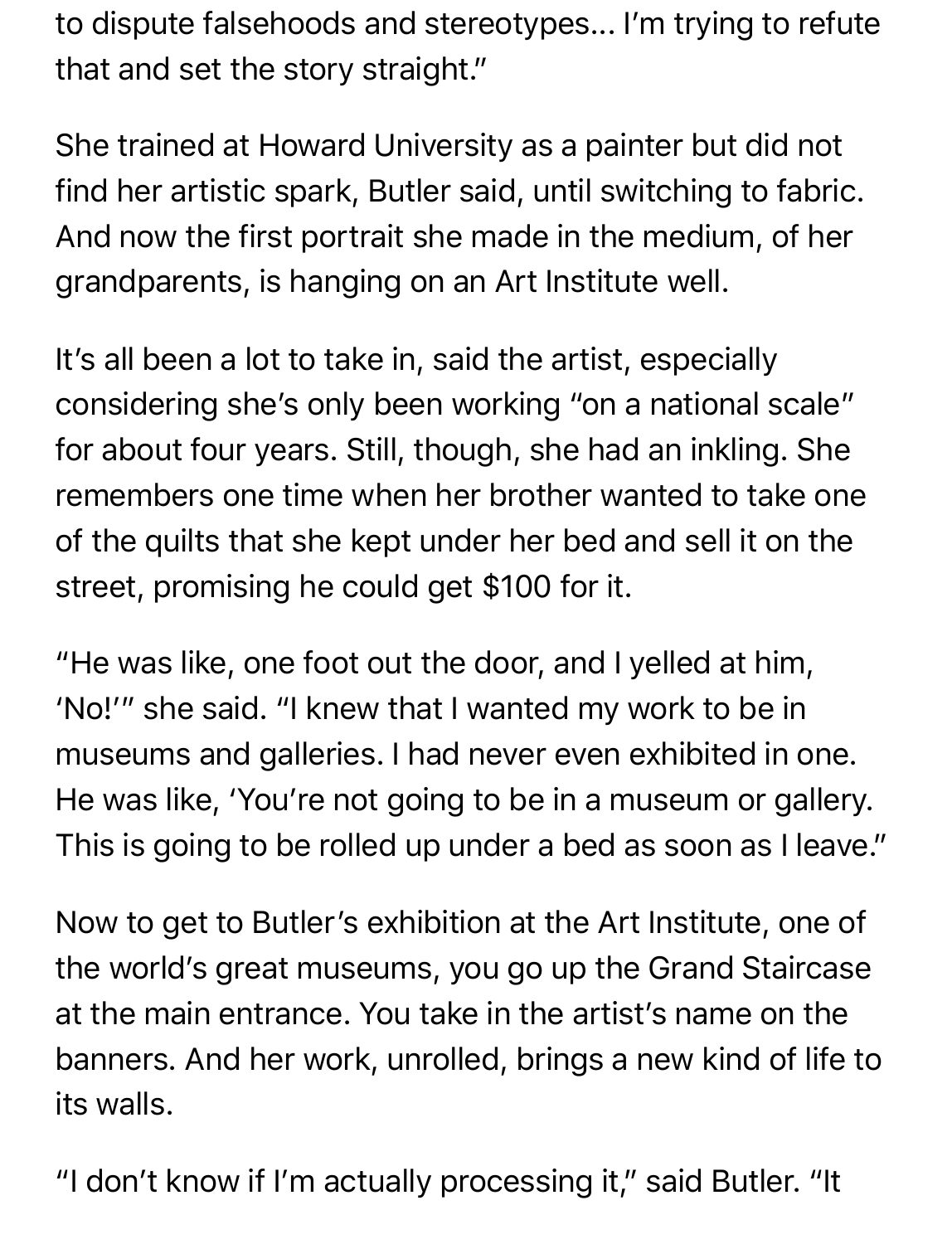to dispute falsehoods and stereotypes… I'm trying to refute that and set the story straight."

She trained at Howard University as a painter but did not find her artistic spark, Butler said, until switching to fabric. And now the first portrait she made in the medium, of her grandparents, is hanging on an Art Institute well.

It's all been a lot to take in, said the artist, especially considering she's only been working "on a national scale" for about four years. Still, though, she had an inkling. She remembers one time when her brother wanted to take one of the quilts that she kept under her bed and sell it on the street, promising he could get $100 for it.

"He was like, one foot out the door, and I yelled at him, 'No!'" she said. "I knew that I wanted my work to be in museums and galleries. I had never even exhibited in one. He was like, 'You're not going to be in a museum or gallery. This is going to be rolled up under a bed as soon as I leave."

Now to get to Butler's exhibition at the Art Institute, one of the world's great museums, you go up the Grand Staircase at the main entrance. You take in the artist's name on the banners. And her work, unrolled, brings a new kind of life to its walls.

"I don't know if I'm actually processing it," said Butler. "It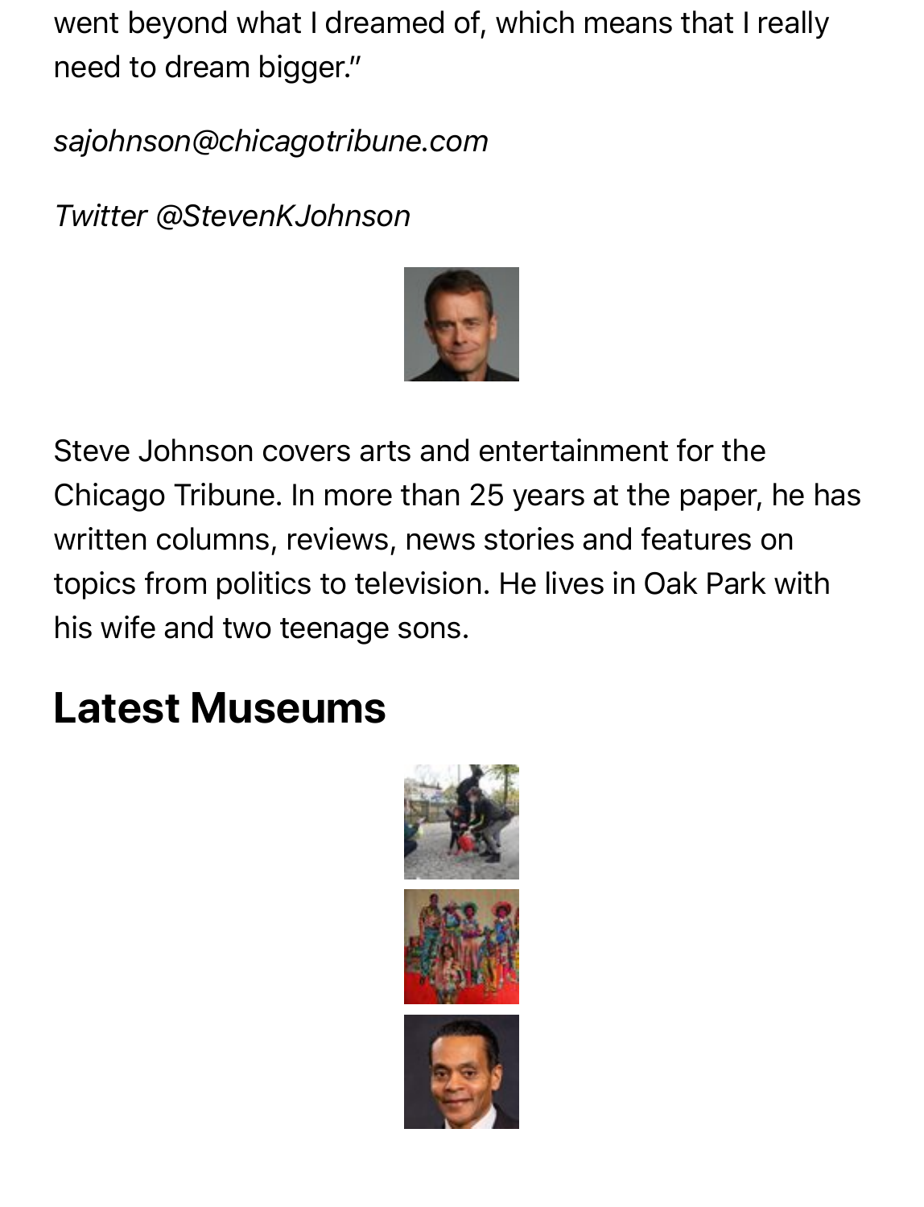went beyond what I dreamed of, which means that I really need to dream bigger."

*sajohnson@chicagotribune.com*

*Twitter @StevenKJohnson*

Steve Johnson covers arts and entertainment for the Chicago Tribune. In more than 25 years at the paper, he has written columns, reviews, news stories and features on topics from politics to television. He lives in Oak Park with his wife and two teenage sons.

## Latest Museums